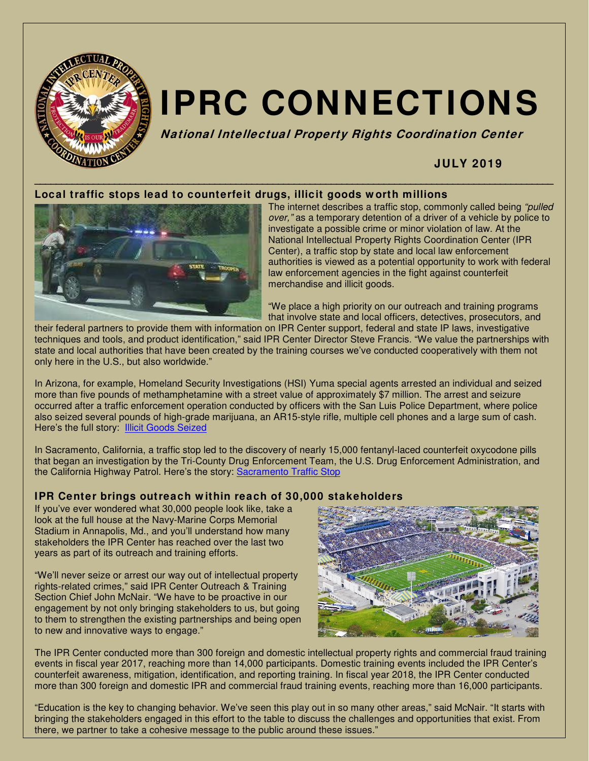# IPRC CONNECTIONS

***National Intellectual Property Rights Coordination Center***

**JULY 2019**

## Local traffic stops lead to counterfeit drugs, illicit goods worth millions

The internet describes a traffic stop, commonly called being *"pulled over,"* as a temporary detention of a driver of a vehicle by police to investigate a possible crime or minor violation of law. At the National Intellectual Property Rights Coordination Center (IPR Center), a traffic stop by state and local law enforcement authorities is viewed as a potential opportunity to work with federal law enforcement agencies in the fight against counterfeit merchandise and illicit goods.

"We place a high priority on our outreach and training programs that involve state and local officers, detectives, prosecutors, and their federal partners to provide them with information on IPR Center support, federal and state IP laws, investigative techniques and tools, and product identification," said IPR Center Director Steve Francis. "We value the partnerships with state and local authorities that have been created by the training courses we've conducted cooperatively with them not only here in the U.S., but also worldwide."

In Arizona, for example, Homeland Security Investigations (HSI) Yuma special agents arrested an individual and seized more than five pounds of methamphetamine with a street value of approximately $7 million. The arrest and seizure occurred after a traffic enforcement operation conducted by officers with the San Luis Police Department, where police also seized several pounds of high-grade marijuana, an AR15-style rifle, multiple cell phones and a large sum of cash. Here's the full story: Illicit Goods Seized

In Sacramento, California, a traffic stop led to the discovery of nearly 15,000 fentanyl-laced counterfeit oxycodone pills that began an investigation by the Tri-County Drug Enforcement Team, the U.S. Drug Enforcement Administration, and the California Highway Patrol. Here's the story: Sacramento Traffic Stop

## IPR Center brings outreach within reach of 30,000 stakeholders

If you've ever wondered what 30,000 people look like, take a look at the full house at the Navy-Marine Corps Memorial Stadium in Annapolis, Md., and you'll understand how many stakeholders the IPR Center has reached over the last two years as part of its outreach and training efforts.

"We'll never seize or arrest our way out of intellectual property rights-related crimes," said IPR Center Outreach & Training Section Chief John McNair. "We have to be proactive in our engagement by not only bringing stakeholders to us, but going to them to strengthen the existing partnerships and being open to new and innovative ways to engage."

The IPR Center conducted more than 300 foreign and domestic intellectual property rights and commercial fraud training events in fiscal year 2017, reaching more than 14,000 participants. Domestic training events included the IPR Center's counterfeit awareness, mitigation, identification, and reporting training. In fiscal year 2018, the IPR Center conducted more than 300 foreign and domestic IPR and commercial fraud training events, reaching more than 16,000 participants.

"Education is the key to changing behavior. We've seen this play out in so many other areas," said McNair. "It starts with bringing the stakeholders engaged in this effort to the table to discuss the challenges and opportunities that exist. From there, we partner to take a cohesive message to the public around these issues."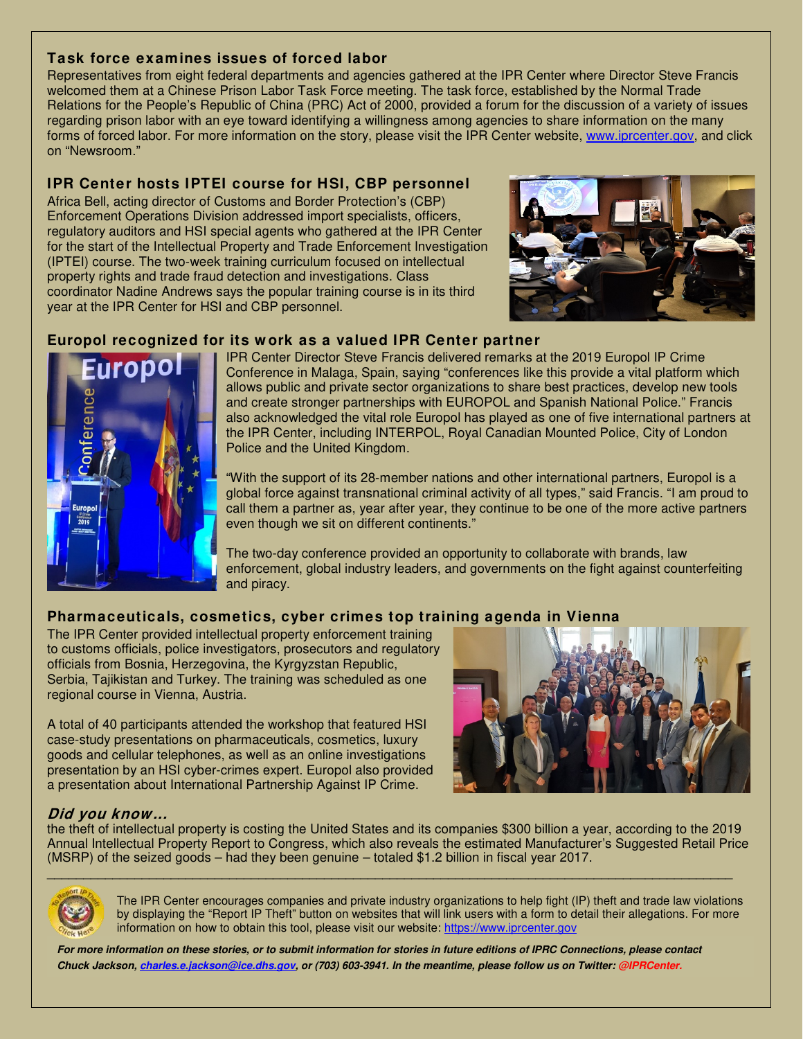## Task force examines issues of forced labor

Representatives from eight federal departments and agencies gathered at the IPR Center where Director Steve Francis welcomed them at a Chinese Prison Labor Task Force meeting. The task force, established by the Normal Trade Relations for the People's Republic of China (PRC) Act of 2000, provided a forum for the discussion of a variety of issues regarding prison labor with an eye toward identifying a willingness among agencies to share information on the many forms of forced labor. For more information on the story, please visit the IPR Center website, www.iprcenter.gov, and click on "Newsroom."

## IPR Center hosts IPTEI course for HSI, CBP personnel

Africa Bell, acting director of Customs and Border Protection's (CBP) Enforcement Operations Division addressed import specialists, officers, regulatory auditors and HSI special agents who gathered at the IPR Center for the start of the Intellectual Property and Trade Enforcement Investigation (IPTEI) course. The two-week training curriculum focused on intellectual property rights and trade fraud detection and investigations. Class coordinator Nadine Andrews says the popular training course is in its third year at the IPR Center for HSI and CBP personnel.

## Europol recognized for its work as a valued IPR Center partner

IPR Center Director Steve Francis delivered remarks at the 2019 Europol IP Crime Conference in Malaga, Spain, saying "conferences like this provide a vital platform which allows public and private sector organizations to share best practices, develop new tools and create stronger partnerships with EUROPOL and Spanish National Police." Francis also acknowledged the vital role Europol has played as one of five international partners at the IPR Center, including INTERPOL, Royal Canadian Mounted Police, City of London Police and the United Kingdom.

"With the support of its 28-member nations and other international partners, Europol is a global force against transnational criminal activity of all types," said Francis. "I am proud to call them a partner as, year after year, they continue to be one of the more active partners even though we sit on different continents."

The two-day conference provided an opportunity to collaborate with brands, law enforcement, global industry leaders, and governments on the fight against counterfeiting and piracy.

## Pharmaceuticals, cosmetics, cyber crimes top training agenda in Vienna

The IPR Center provided intellectual property enforcement training to customs officials, police investigators, prosecutors and regulatory officials from Bosnia, Herzegovina, the Kyrgyzstan Republic, Serbia, Tajikistan and Turkey. The training was scheduled as one regional course in Vienna, Austria.

A total of 40 participants attended the workshop that featured HSI case-study presentations on pharmaceuticals, cosmetics, luxury goods and cellular telephones, as well as an online investigations presentation by an HSI cyber-crimes expert. Europol also provided a presentation about International Partnership Against IP Crime.

### *Did you know…*

the theft of intellectual property is costing the United States and its companies $300 billion a year, according to the 2019 Annual Intellectual Property Report to Congress, which also reveals the estimated Manufacturer's Suggested Retail Price (MSRP) of the seized goods – had they been genuine – totaled $1.2 billion in fiscal year 2017.

---

The IPR Center encourages companies and private industry organizations to help fight (IP) theft and trade law violations by displaying the "Report IP Theft" button on websites that will link users with a form to detail their allegations. For more information on how to obtain this tool, please visit our website: https://www.iprcenter.gov

***For more information on these stories, or to submit information for stories in future editions of IPRC Connections, please contact Chuck Jackson, charles.e.jackson@ice.dhs.gov, or (703) 603-3941. In the meantime, please follow us on Twitter: @IPRCenter.***